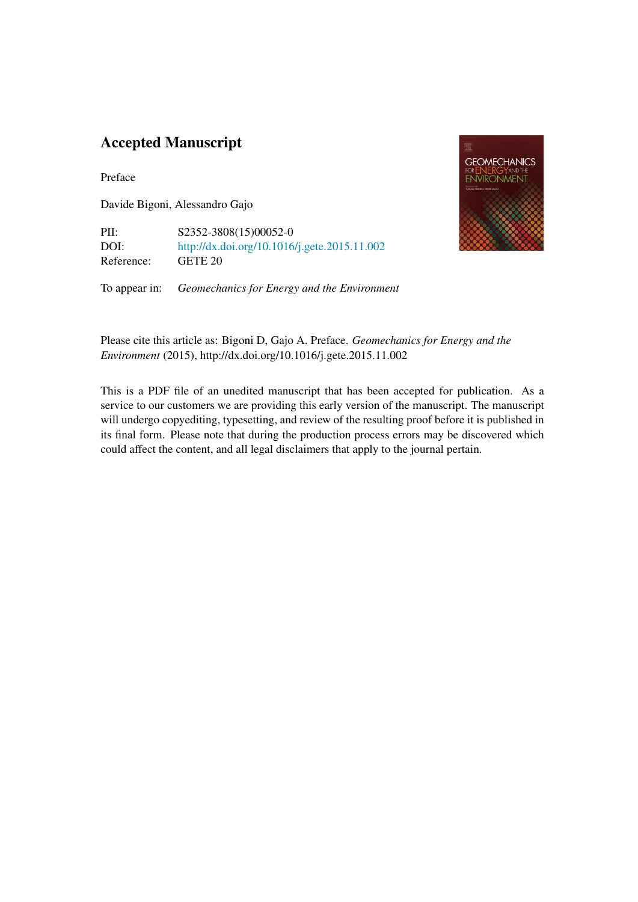# Accepted Manuscript

Preface

Davide Bigoni, Alessandro Gajo

PII: S2352-3808(15)00052-0
DOI: http://dx.doi.org/10.1016/j.gete.2015.11.002
Reference: GETE 20

To appear in: *Geomechanics for Energy and the Environment*

Please cite this article as: Bigoni D, Gajo A. Preface. *Geomechanics for Energy and the Environment* (2015), http://dx.doi.org/10.1016/j.gete.2015.11.002

This is a PDF file of an unedited manuscript that has been accepted for publication. As a service to our customers we are providing this early version of the manuscript. The manuscript will undergo copyediting, typesetting, and review of the resulting proof before it is published in its final form. Please note that during the production process errors may be discovered which could affect the content, and all legal disclaimers that apply to the journal pertain.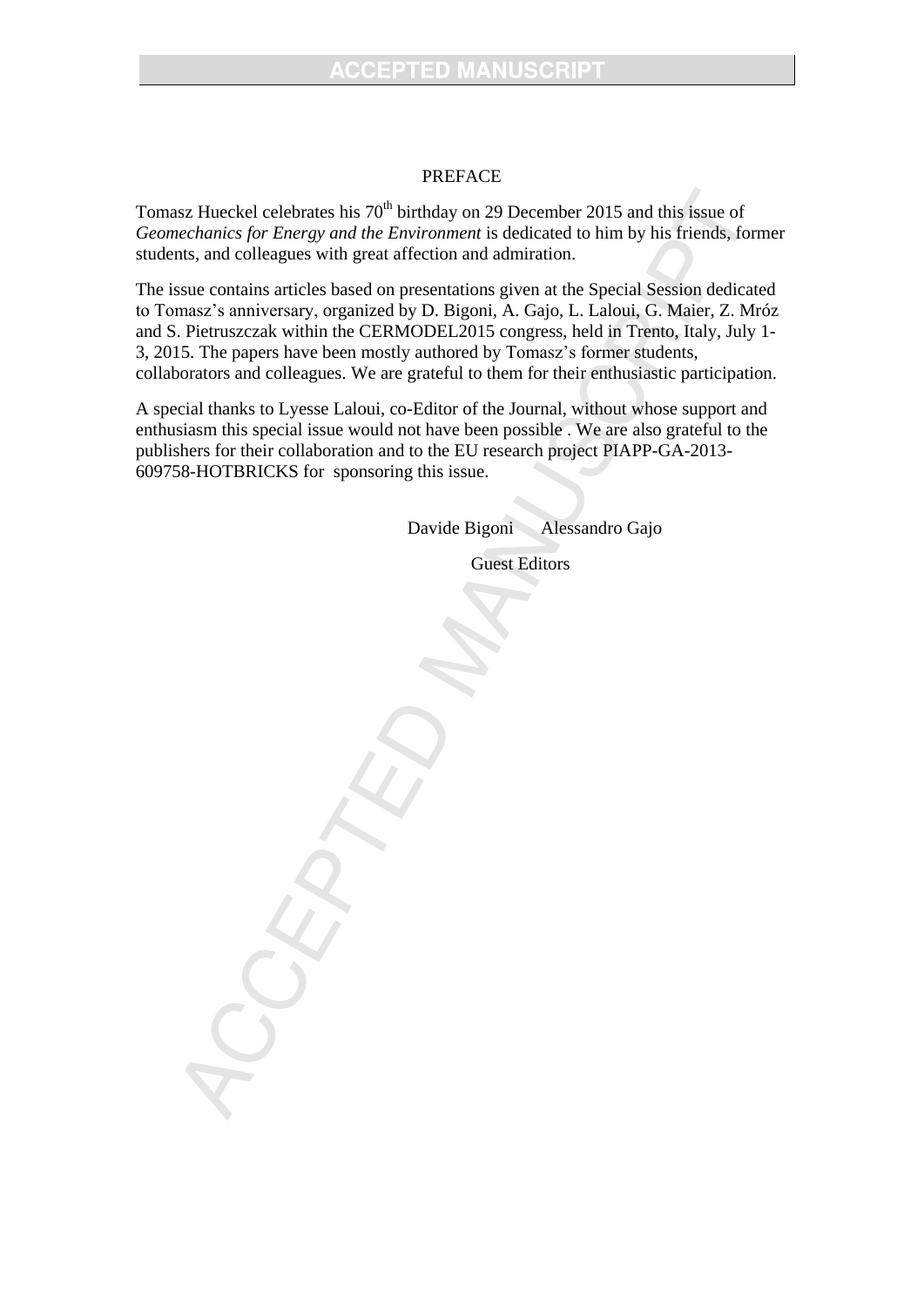# PREFACE

Tomasz Hueckel celebrates his 70th birthday on 29 December 2015 and this issue of *Geomechanics for Energy and the Environment* is dedicated to him by his friends, former students, and colleagues with great affection and admiration.

The issue contains articles based on presentations given at the Special Session dedicated to Tomasz's anniversary, organized by D. Bigoni, A. Gajo, L. Laloui, G. Maier, Z. Mróz and S. Pietruszczak within the CERMODEL2015 congress, held in Trento, Italy, July 1-3, 2015. The papers have been mostly authored by Tomasz's former students, collaborators and colleagues. We are grateful to them for their enthusiastic participation.

A special thanks to Lyesse Laloui, co-Editor of the Journal, without whose support and enthusiasm this special issue would not have been possible . We are also grateful to the publishers for their collaboration and to the EU research project PIAPP-GA-2013-609758-HOTBRICKS for sponsoring this issue.

Davide Bigoni   Alessandro Gajo

Guest Editors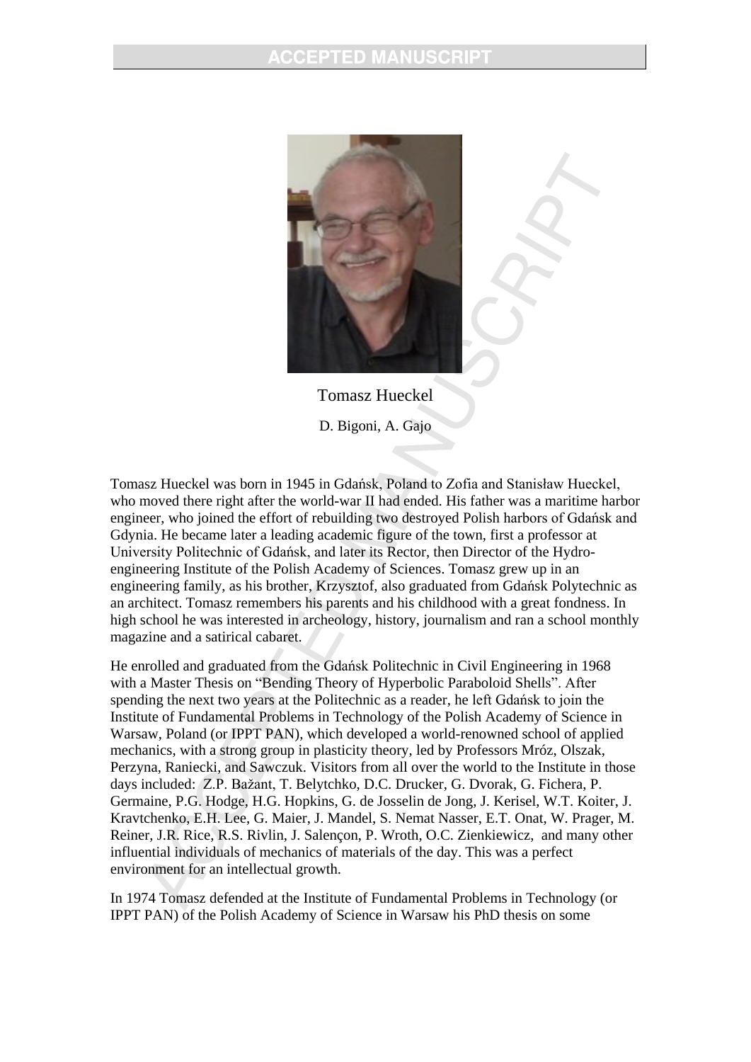Tomasz Hueckel

D. Bigoni, A. Gajo

Tomasz Hueckel was born in 1945 in Gdańsk, Poland to Zofia and Stanisław Hueckel, who moved there right after the world-war II had ended. His father was a maritime harbor engineer, who joined the effort of rebuilding two destroyed Polish harbors of Gdańsk and Gdynia. He became later a leading academic figure of the town, first a professor at University Politechnic of Gdańsk, and later its Rector, then Director of the Hydro-engineering Institute of the Polish Academy of Sciences. Tomasz grew up in an engineering family, as his brother, Krzysztof, also graduated from Gdańsk Polytechnic as an architect. Tomasz remembers his parents and his childhood with a great fondness. In high school he was interested in archeology, history, journalism and ran a school monthly magazine and a satirical cabaret.

He enrolled and graduated from the Gdańsk Politechnic in Civil Engineering in 1968 with a Master Thesis on "Bending Theory of Hyperbolic Paraboloid Shells". After spending the next two years at the Politechnic as a reader, he left Gdańsk to join the Institute of Fundamental Problems in Technology of the Polish Academy of Science in Warsaw, Poland (or IPPT PAN), which developed a world-renowned school of applied mechanics, with a strong group in plasticity theory, led by Professors Mróz, Olszak, Perzyna, Raniecki, and Sawczuk. Visitors from all over the world to the Institute in those days included: Z.P. Bažant, T. Belytchko, D.C. Drucker, G. Dvorak, G. Fichera, P. Germaine, P.G. Hodge, H.G. Hopkins, G. de Josselin de Jong, J. Kerisel, W.T. Koiter, J. Kravtchenko, E.H. Lee, G. Maier, J. Mandel, S. Nemat Nasser, E.T. Onat, W. Prager, M. Reiner, J.R. Rice, R.S. Rivlin, J. Salençon, P. Wroth, O.C. Zienkiewicz, and many other influential individuals of mechanics of materials of the day. This was a perfect environment for an intellectual growth.

In 1974 Tomasz defended at the Institute of Fundamental Problems in Technology (or IPPT PAN) of the Polish Academy of Science in Warsaw his PhD thesis on some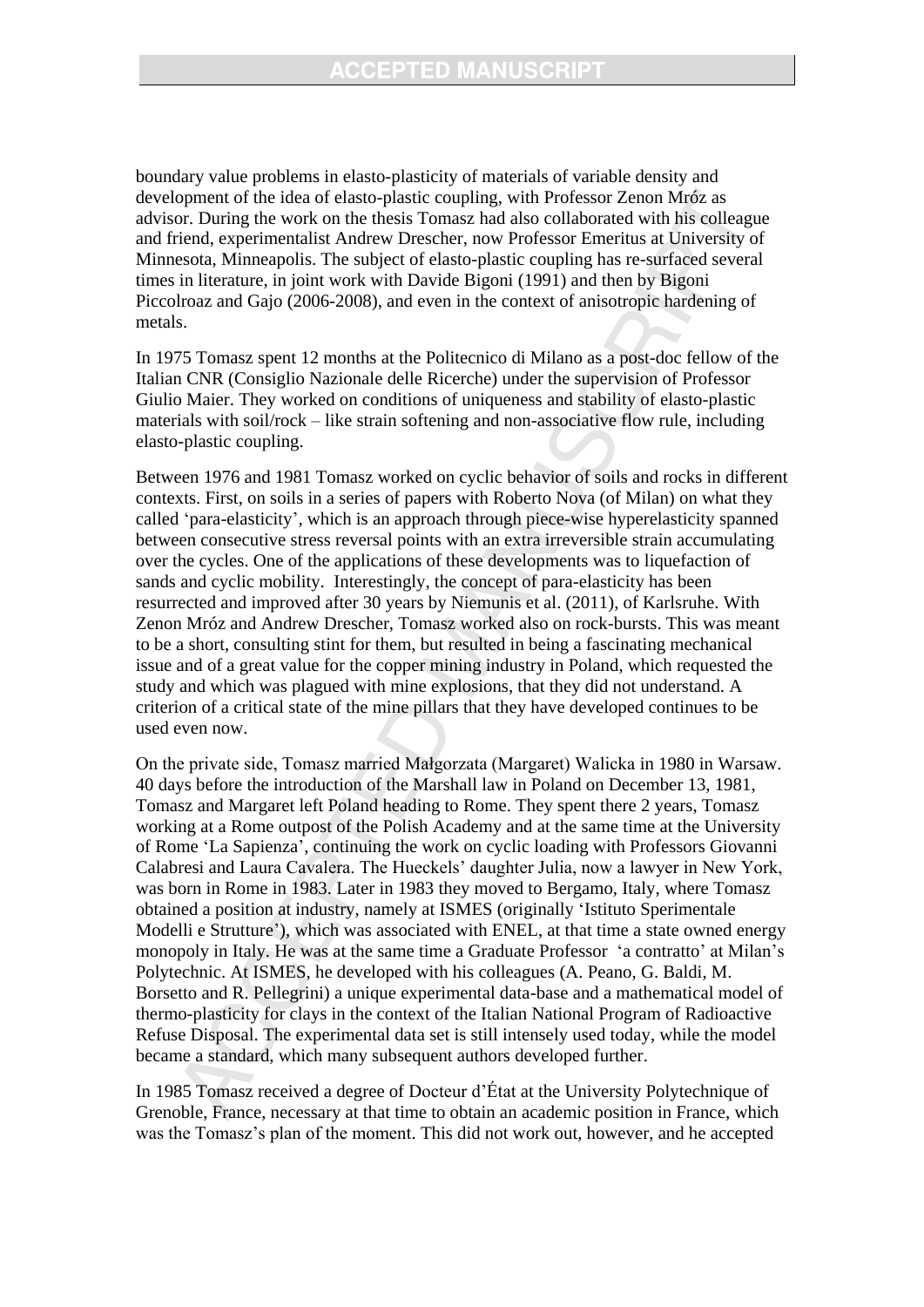boundary value problems in elasto-plasticity of materials of variable density and development of the idea of elasto-plastic coupling, with Professor Zenon Mróz as advisor. During the work on the thesis Tomasz had also collaborated with his colleague and friend, experimentalist Andrew Drescher, now Professor Emeritus at University of Minnesota, Minneapolis. The subject of elasto-plastic coupling has re-surfaced several times in literature, in joint work with Davide Bigoni (1991) and then by Bigoni Piccolroaz and Gajo (2006-2008), and even in the context of anisotropic hardening of metals.

In 1975 Tomasz spent 12 months at the Politecnico di Milano as a post-doc fellow of the Italian CNR (Consiglio Nazionale delle Ricerche) under the supervision of Professor Giulio Maier. They worked on conditions of uniqueness and stability of elasto-plastic materials with soil/rock – like strain softening and non-associative flow rule, including elasto-plastic coupling.

Between 1976 and 1981 Tomasz worked on cyclic behavior of soils and rocks in different contexts. First, on soils in a series of papers with Roberto Nova (of Milan) on what they called 'para-elasticity', which is an approach through piece-wise hyperelasticity spanned between consecutive stress reversal points with an extra irreversible strain accumulating over the cycles. One of the applications of these developments was to liquefaction of sands and cyclic mobility. Interestingly, the concept of para-elasticity has been resurrected and improved after 30 years by Niemunis et al. (2011), of Karlsruhe. With Zenon Mróz and Andrew Drescher, Tomasz worked also on rock-bursts. This was meant to be a short, consulting stint for them, but resulted in being a fascinating mechanical issue and of a great value for the copper mining industry in Poland, which requested the study and which was plagued with mine explosions, that they did not understand. A criterion of a critical state of the mine pillars that they have developed continues to be used even now.

On the private side, Tomasz married Małgorzata (Margaret) Walicka in 1980 in Warsaw. 40 days before the introduction of the Marshall law in Poland on December 13, 1981, Tomasz and Margaret left Poland heading to Rome. They spent there 2 years, Tomasz working at a Rome outpost of the Polish Academy and at the same time at the University of Rome 'La Sapienza', continuing the work on cyclic loading with Professors Giovanni Calabresi and Laura Cavalera. The Hueckels' daughter Julia, now a lawyer in New York, was born in Rome in 1983. Later in 1983 they moved to Bergamo, Italy, where Tomasz obtained a position at industry, namely at ISMES (originally 'Istituto Sperimentale Modelli e Strutture'), which was associated with ENEL, at that time a state owned energy monopoly in Italy. He was at the same time a Graduate Professor 'a contratto' at Milan's Polytechnic. At ISMES, he developed with his colleagues (A. Peano, G. Baldi, M. Borsetto and R. Pellegrini) a unique experimental data-base and a mathematical model of thermo-plasticity for clays in the context of the Italian National Program of Radioactive Refuse Disposal. The experimental data set is still intensely used today, while the model became a standard, which many subsequent authors developed further.

In 1985 Tomasz received a degree of Docteur d'État at the University Polytechnique of Grenoble, France, necessary at that time to obtain an academic position in France, which was the Tomasz's plan of the moment. This did not work out, however, and he accepted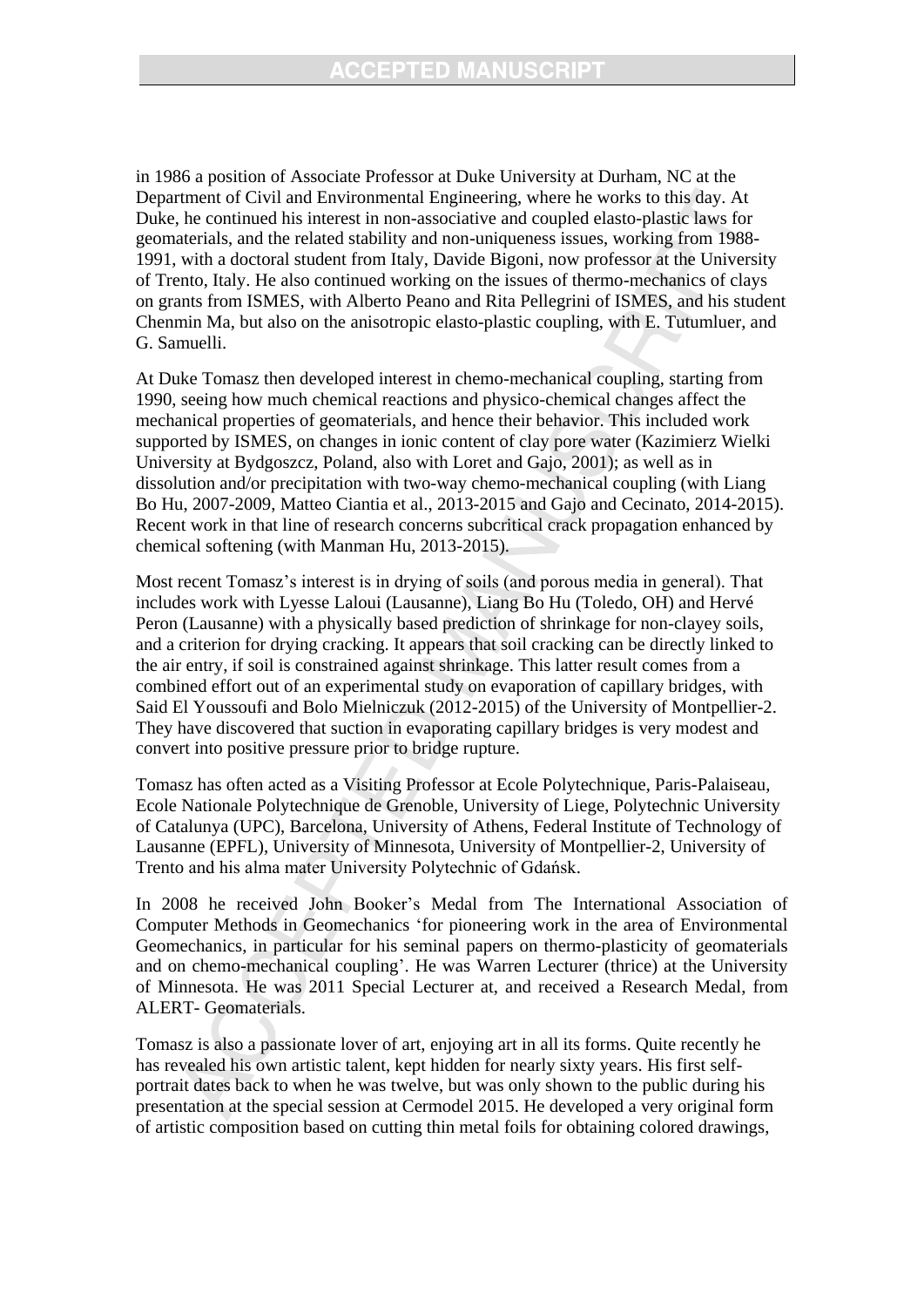in 1986 a position of Associate Professor at Duke University at Durham, NC at the Department of Civil and Environmental Engineering, where he works to this day. At Duke, he continued his interest in non-associative and coupled elasto-plastic laws for geomaterials, and the related stability and non-uniqueness issues, working from 1988-1991, with a doctoral student from Italy, Davide Bigoni, now professor at the University of Trento, Italy. He also continued working on the issues of thermo-mechanics of clays on grants from ISMES, with Alberto Peano and Rita Pellegrini of ISMES, and his student Chenmin Ma, but also on the anisotropic elasto-plastic coupling, with E. Tutumluer, and G. Samuelli.

At Duke Tomasz then developed interest in chemo-mechanical coupling, starting from 1990, seeing how much chemical reactions and physico-chemical changes affect the mechanical properties of geomaterials, and hence their behavior. This included work supported by ISMES, on changes in ionic content of clay pore water (Kazimierz Wielki University at Bydgoszcz, Poland, also with Loret and Gajo, 2001); as well as in dissolution and/or precipitation with two-way chemo-mechanical coupling (with Liang Bo Hu, 2007-2009, Matteo Ciantia et al., 2013-2015 and Gajo and Cecinato, 2014-2015). Recent work in that line of research concerns subcritical crack propagation enhanced by chemical softening (with Manman Hu, 2013-2015).

Most recent Tomasz's interest is in drying of soils (and porous media in general). That includes work with Lyesse Laloui (Lausanne), Liang Bo Hu (Toledo, OH) and Hervé Peron (Lausanne) with a physically based prediction of shrinkage for non-clayey soils, and a criterion for drying cracking. It appears that soil cracking can be directly linked to the air entry, if soil is constrained against shrinkage. This latter result comes from a combined effort out of an experimental study on evaporation of capillary bridges, with Said El Youssoufi and Bolo Mielniczuk (2012-2015) of the University of Montpellier-2. They have discovered that suction in evaporating capillary bridges is very modest and convert into positive pressure prior to bridge rupture.

Tomasz has often acted as a Visiting Professor at Ecole Polytechnique, Paris-Palaiseau, Ecole Nationale Polytechnique de Grenoble, University of Liege, Polytechnic University of Catalunya (UPC), Barcelona, University of Athens, Federal Institute of Technology of Lausanne (EPFL), University of Minnesota, University of Montpellier-2, University of Trento and his alma mater University Polytechnic of Gdańsk.

In 2008 he received John Booker's Medal from The International Association of Computer Methods in Geomechanics 'for pioneering work in the area of Environmental Geomechanics, in particular for his seminal papers on thermo-plasticity of geomaterials and on chemo-mechanical coupling'. He was Warren Lecturer (thrice) at the University of Minnesota. He was 2011 Special Lecturer at, and received a Research Medal, from ALERT- Geomaterials.

Tomasz is also a passionate lover of art, enjoying art in all its forms. Quite recently he has revealed his own artistic talent, kept hidden for nearly sixty years. His first self-portrait dates back to when he was twelve, but was only shown to the public during his presentation at the special session at Cermodel 2015. He developed a very original form of artistic composition based on cutting thin metal foils for obtaining colored drawings,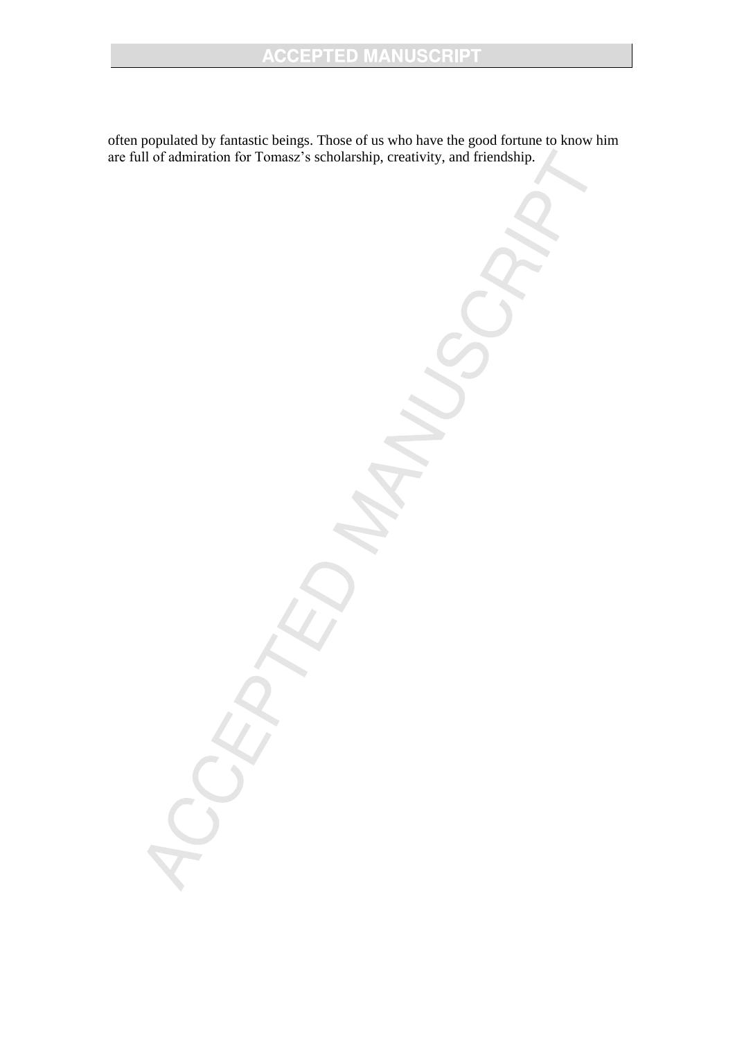often populated by fantastic beings. Those of us who have the good fortune to know him are full of admiration for Tomasz's scholarship, creativity, and friendship.